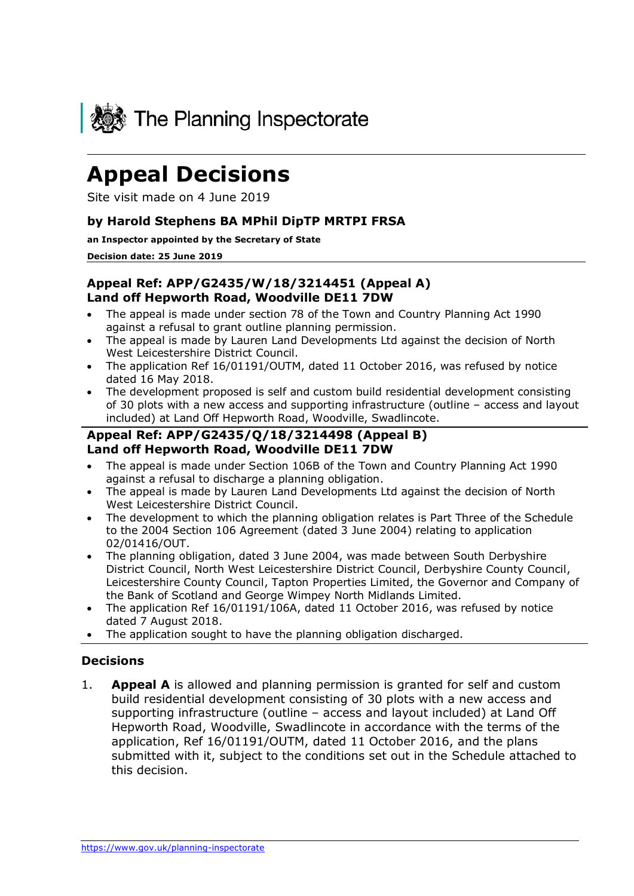The Planning Inspectorate

# Appeal Decisions

Site visit made on 4 June 2019

### by Harold Stephens BA MPhil DipTP MRTPI FRSA

**an Inspector appointed by the Secretary of State**

**Decision date: 25 June 2019**

### Appeal Ref: APP/G2435/W/18/3214451 (Appeal A)
### Land off Hepworth Road, Woodville DE11 7DW

- The appeal is made under section 78 of the Town and Country Planning Act 1990 against a refusal to grant outline planning permission.
- The appeal is made by Lauren Land Developments Ltd against the decision of North West Leicestershire District Council.
- The application Ref 16/01191/OUTM, dated 11 October 2016, was refused by notice dated 16 May 2018.
- The development proposed is self and custom build residential development consisting of 30 plots with a new access and supporting infrastructure (outline – access and layout included) at Land Off Hepworth Road, Woodville, Swadlincote.

### Appeal Ref: APP/G2435/Q/18/3214498 (Appeal B)
### Land off Hepworth Road, Woodville DE11 7DW

- The appeal is made under Section 106B of the Town and Country Planning Act 1990 against a refusal to discharge a planning obligation.
- The appeal is made by Lauren Land Developments Ltd against the decision of North West Leicestershire District Council.
- The development to which the planning obligation relates is Part Three of the Schedule to the 2004 Section 106 Agreement (dated 3 June 2004) relating to application 02/01416/OUT.
- The planning obligation, dated 3 June 2004, was made between South Derbyshire District Council, North West Leicestershire District Council, Derbyshire County Council, Leicestershire County Council, Tapton Properties Limited, the Governor and Company of the Bank of Scotland and George Wimpey North Midlands Limited.
- The application Ref 16/01191/106A, dated 11 October 2016, was refused by notice dated 7 August 2018.
- The application sought to have the planning obligation discharged.

## Decisions

1. **Appeal A** is allowed and planning permission is granted for self and custom build residential development consisting of 30 plots with a new access and supporting infrastructure (outline – access and layout included) at Land Off Hepworth Road, Woodville, Swadlincote in accordance with the terms of the application, Ref 16/01191/OUTM, dated 11 October 2016, and the plans submitted with it, subject to the conditions set out in the Schedule attached to this decision.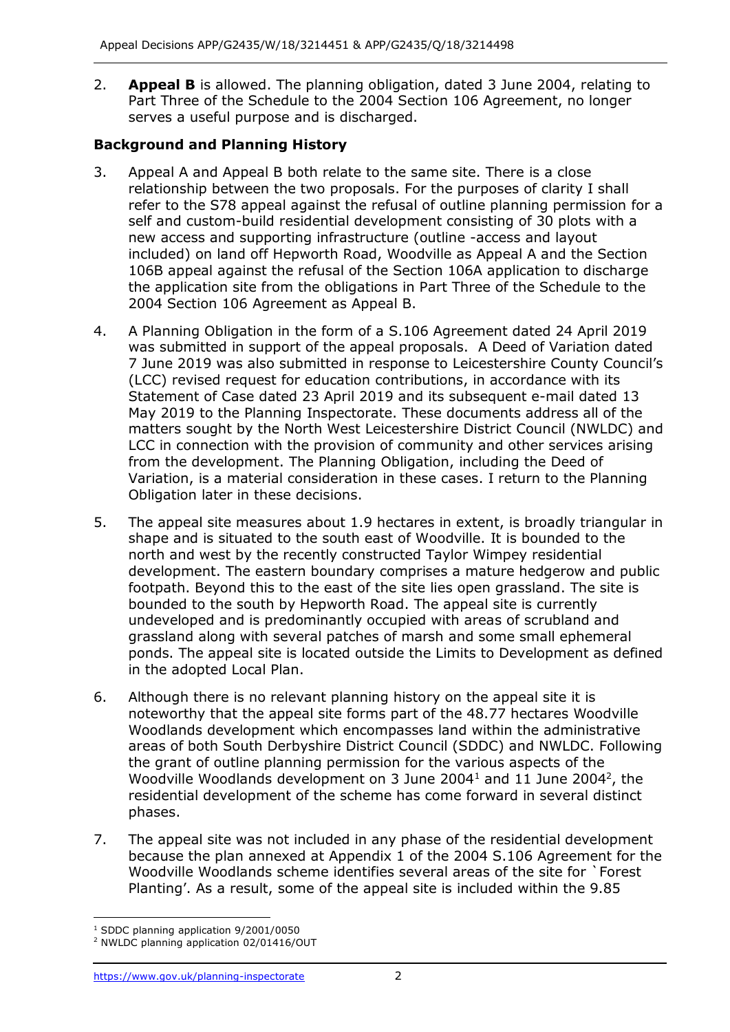2. **Appeal B** is allowed. The planning obligation, dated 3 June 2004, relating to Part Three of the Schedule to the 2004 Section 106 Agreement, no longer serves a useful purpose and is discharged.

## Background and Planning History

3. Appeal A and Appeal B both relate to the same site. There is a close relationship between the two proposals. For the purposes of clarity I shall refer to the S78 appeal against the refusal of outline planning permission for a self and custom-build residential development consisting of 30 plots with a new access and supporting infrastructure (outline -access and layout included) on land off Hepworth Road, Woodville as Appeal A and the Section 106B appeal against the refusal of the Section 106A application to discharge the application site from the obligations in Part Three of the Schedule to the 2004 Section 106 Agreement as Appeal B.

4. A Planning Obligation in the form of a S.106 Agreement dated 24 April 2019 was submitted in support of the appeal proposals. A Deed of Variation dated 7 June 2019 was also submitted in response to Leicestershire County Council's (LCC) revised request for education contributions, in accordance with its Statement of Case dated 23 April 2019 and its subsequent e-mail dated 13 May 2019 to the Planning Inspectorate. These documents address all of the matters sought by the North West Leicestershire District Council (NWLDC) and LCC in connection with the provision of community and other services arising from the development. The Planning Obligation, including the Deed of Variation, is a material consideration in these cases. I return to the Planning Obligation later in these decisions.

5. The appeal site measures about 1.9 hectares in extent, is broadly triangular in shape and is situated to the south east of Woodville. It is bounded to the north and west by the recently constructed Taylor Wimpey residential development. The eastern boundary comprises a mature hedgerow and public footpath. Beyond this to the east of the site lies open grassland. The site is bounded to the south by Hepworth Road. The appeal site is currently undeveloped and is predominantly occupied with areas of scrubland and grassland along with several patches of marsh and some small ephemeral ponds. The appeal site is located outside the Limits to Development as defined in the adopted Local Plan.

6. Although there is no relevant planning history on the appeal site it is noteworthy that the appeal site forms part of the 48.77 hectares Woodville Woodlands development which encompasses land within the administrative areas of both South Derbyshire District Council (SDDC) and NWLDC. Following the grant of outline planning permission for the various aspects of the Woodville Woodlands development on 3 June 2004[1] and 11 June 2004[2], the residential development of the scheme has come forward in several distinct phases.

7. The appeal site was not included in any phase of the residential development because the plan annexed at Appendix 1 of the 2004 S.106 Agreement for the Woodville Woodlands scheme identifies several areas of the site for `Forest Planting'. As a result, some of the appeal site is included within the 9.85

[1] SDDC planning application 9/2001/0050

[2] NWLDC planning application 02/01416/OUT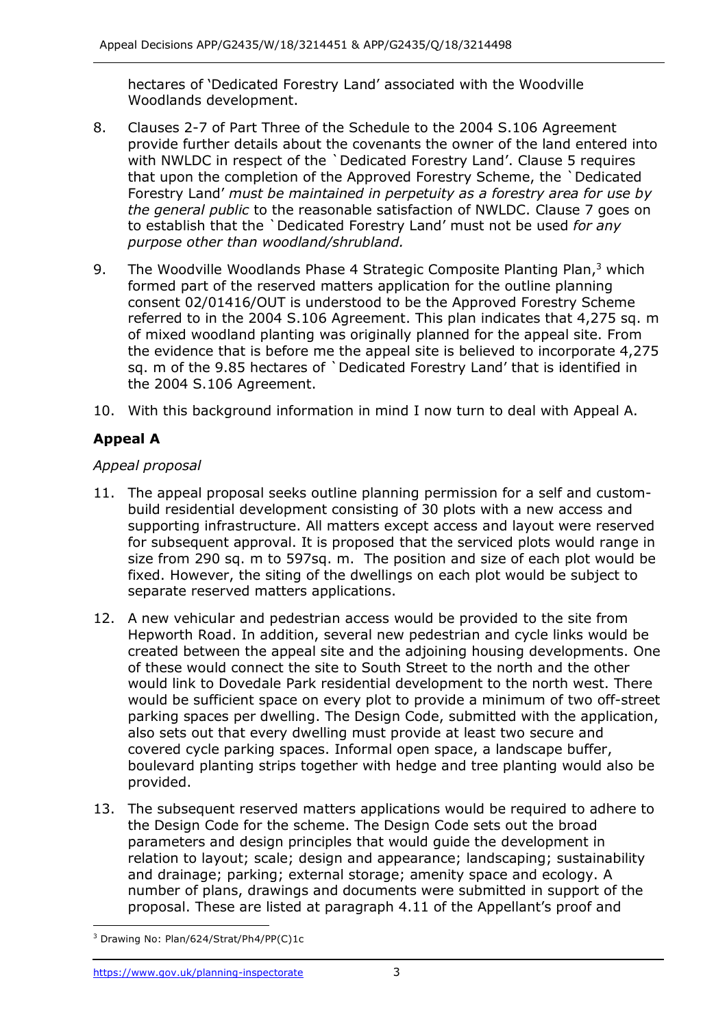hectares of 'Dedicated Forestry Land' associated with the Woodville Woodlands development.

8. Clauses 2-7 of Part Three of the Schedule to the 2004 S.106 Agreement provide further details about the covenants the owner of the land entered into with NWLDC in respect of the `Dedicated Forestry Land'. Clause 5 requires that upon the completion of the Approved Forestry Scheme, the `Dedicated Forestry Land' *must be maintained in perpetuity as a forestry area for use by the general public* to the reasonable satisfaction of NWLDC. Clause 7 goes on to establish that the `Dedicated Forestry Land' must not be used *for any purpose other than woodland/shrubland.*

9. The Woodville Woodlands Phase 4 Strategic Composite Planting Plan,[3] which formed part of the reserved matters application for the outline planning consent 02/01416/OUT is understood to be the Approved Forestry Scheme referred to in the 2004 S.106 Agreement. This plan indicates that 4,275 sq. m of mixed woodland planting was originally planned for the appeal site. From the evidence that is before me the appeal site is believed to incorporate 4,275 sq. m of the 9.85 hectares of `Dedicated Forestry Land' that is identified in the 2004 S.106 Agreement.

10. With this background information in mind I now turn to deal with Appeal A.

## Appeal A

*Appeal proposal*

11. The appeal proposal seeks outline planning permission for a self and custom-build residential development consisting of 30 plots with a new access and supporting infrastructure. All matters except access and layout were reserved for subsequent approval. It is proposed that the serviced plots would range in size from 290 sq. m to 597sq. m. The position and size of each plot would be fixed. However, the siting of the dwellings on each plot would be subject to separate reserved matters applications.

12. A new vehicular and pedestrian access would be provided to the site from Hepworth Road. In addition, several new pedestrian and cycle links would be created between the appeal site and the adjoining housing developments. One of these would connect the site to South Street to the north and the other would link to Dovedale Park residential development to the north west. There would be sufficient space on every plot to provide a minimum of two off-street parking spaces per dwelling. The Design Code, submitted with the application, also sets out that every dwelling must provide at least two secure and covered cycle parking spaces. Informal open space, a landscape buffer, boulevard planting strips together with hedge and tree planting would also be provided.

13. The subsequent reserved matters applications would be required to adhere to the Design Code for the scheme. The Design Code sets out the broad parameters and design principles that would guide the development in relation to layout; scale; design and appearance; landscaping; sustainability and drainage; parking; external storage; amenity space and ecology. A number of plans, drawings and documents were submitted in support of the proposal. These are listed at paragraph 4.11 of the Appellant's proof and

[3] Drawing No: Plan/624/Strat/Ph4/PP(C)1c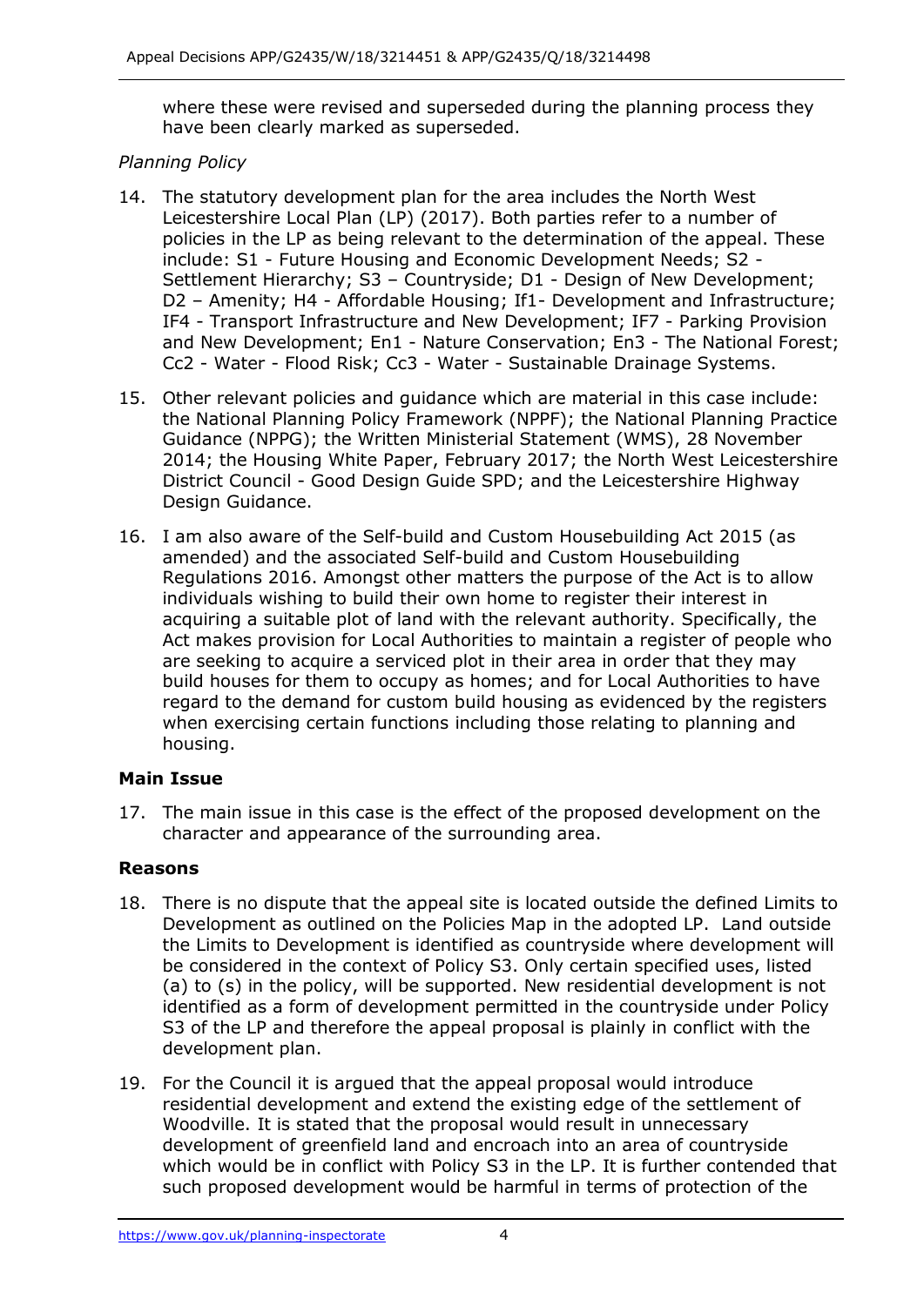where these were revised and superseded during the planning process they have been clearly marked as superseded.

*Planning Policy*

14. The statutory development plan for the area includes the North West Leicestershire Local Plan (LP) (2017). Both parties refer to a number of policies in the LP as being relevant to the determination of the appeal. These include: S1 - Future Housing and Economic Development Needs; S2 - Settlement Hierarchy; S3 – Countryside; D1 - Design of New Development; D2 – Amenity; H4 - Affordable Housing; If1- Development and Infrastructure; IF4 - Transport Infrastructure and New Development; IF7 - Parking Provision and New Development; En1 - Nature Conservation; En3 - The National Forest; Cc2 - Water - Flood Risk; Cc3 - Water - Sustainable Drainage Systems.

15. Other relevant policies and guidance which are material in this case include: the National Planning Policy Framework (NPPF); the National Planning Practice Guidance (NPPG); the Written Ministerial Statement (WMS), 28 November 2014; the Housing White Paper, February 2017; the North West Leicestershire District Council - Good Design Guide SPD; and the Leicestershire Highway Design Guidance.

16. I am also aware of the Self-build and Custom Housebuilding Act 2015 (as amended) and the associated Self-build and Custom Housebuilding Regulations 2016. Amongst other matters the purpose of the Act is to allow individuals wishing to build their own home to register their interest in acquiring a suitable plot of land with the relevant authority. Specifically, the Act makes provision for Local Authorities to maintain a register of people who are seeking to acquire a serviced plot in their area in order that they may build houses for them to occupy as homes; and for Local Authorities to have regard to the demand for custom build housing as evidenced by the registers when exercising certain functions including those relating to planning and housing.

## Main Issue

17. The main issue in this case is the effect of the proposed development on the character and appearance of the surrounding area.

## Reasons

18. There is no dispute that the appeal site is located outside the defined Limits to Development as outlined on the Policies Map in the adopted LP. Land outside the Limits to Development is identified as countryside where development will be considered in the context of Policy S3. Only certain specified uses, listed (a) to (s) in the policy, will be supported. New residential development is not identified as a form of development permitted in the countryside under Policy S3 of the LP and therefore the appeal proposal is plainly in conflict with the development plan.

19. For the Council it is argued that the appeal proposal would introduce residential development and extend the existing edge of the settlement of Woodville. It is stated that the proposal would result in unnecessary development of greenfield land and encroach into an area of countryside which would be in conflict with Policy S3 in the LP. It is further contended that such proposed development would be harmful in terms of protection of the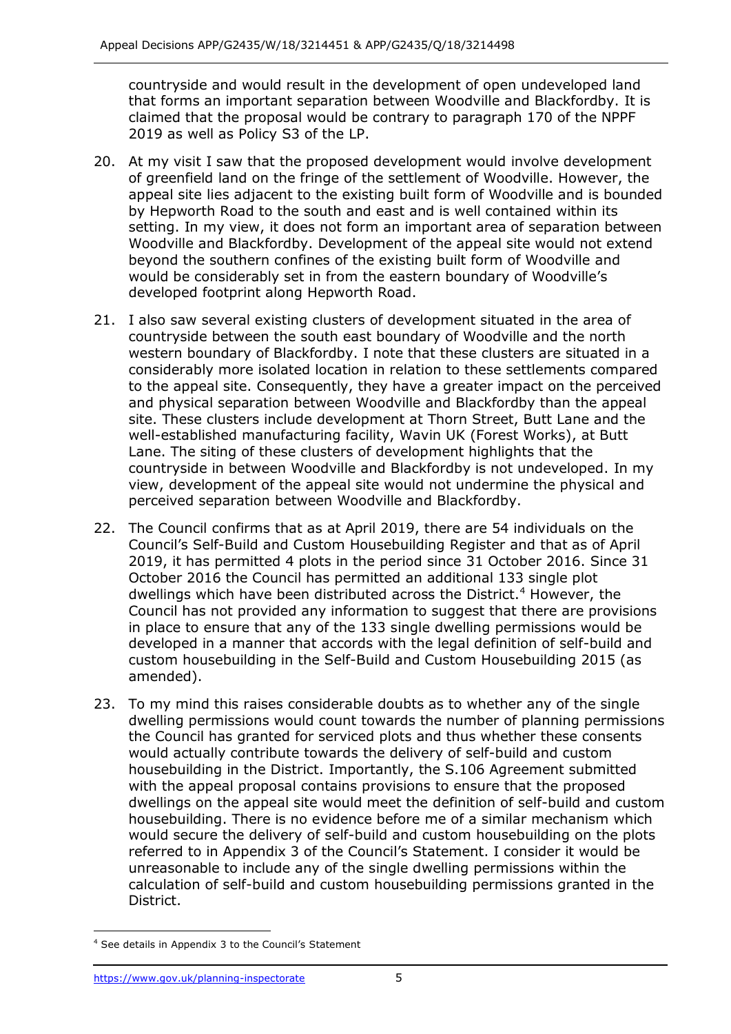countryside and would result in the development of open undeveloped land that forms an important separation between Woodville and Blackfordby. It is claimed that the proposal would be contrary to paragraph 170 of the NPPF 2019 as well as Policy S3 of the LP.

20. At my visit I saw that the proposed development would involve development of greenfield land on the fringe of the settlement of Woodville. However, the appeal site lies adjacent to the existing built form of Woodville and is bounded by Hepworth Road to the south and east and is well contained within its setting. In my view, it does not form an important area of separation between Woodville and Blackfordby. Development of the appeal site would not extend beyond the southern confines of the existing built form of Woodville and would be considerably set in from the eastern boundary of Woodville's developed footprint along Hepworth Road.

21. I also saw several existing clusters of development situated in the area of countryside between the south east boundary of Woodville and the north western boundary of Blackfordby. I note that these clusters are situated in a considerably more isolated location in relation to these settlements compared to the appeal site. Consequently, they have a greater impact on the perceived and physical separation between Woodville and Blackfordby than the appeal site. These clusters include development at Thorn Street, Butt Lane and the well-established manufacturing facility, Wavin UK (Forest Works), at Butt Lane. The siting of these clusters of development highlights that the countryside in between Woodville and Blackfordby is not undeveloped. In my view, development of the appeal site would not undermine the physical and perceived separation between Woodville and Blackfordby.

22. The Council confirms that as at April 2019, there are 54 individuals on the Council's Self-Build and Custom Housebuilding Register and that as of April 2019, it has permitted 4 plots in the period since 31 October 2016. Since 31 October 2016 the Council has permitted an additional 133 single plot dwellings which have been distributed across the District.[4] However, the Council has not provided any information to suggest that there are provisions in place to ensure that any of the 133 single dwelling permissions would be developed in a manner that accords with the legal definition of self-build and custom housebuilding in the Self-Build and Custom Housebuilding 2015 (as amended).

23. To my mind this raises considerable doubts as to whether any of the single dwelling permissions would count towards the number of planning permissions the Council has granted for serviced plots and thus whether these consents would actually contribute towards the delivery of self-build and custom housebuilding in the District. Importantly, the S.106 Agreement submitted with the appeal proposal contains provisions to ensure that the proposed dwellings on the appeal site would meet the definition of self-build and custom housebuilding. There is no evidence before me of a similar mechanism which would secure the delivery of self-build and custom housebuilding on the plots referred to in Appendix 3 of the Council's Statement. I consider it would be unreasonable to include any of the single dwelling permissions within the calculation of self-build and custom housebuilding permissions granted in the District.

---

[4] See details in Appendix 3 to the Council's Statement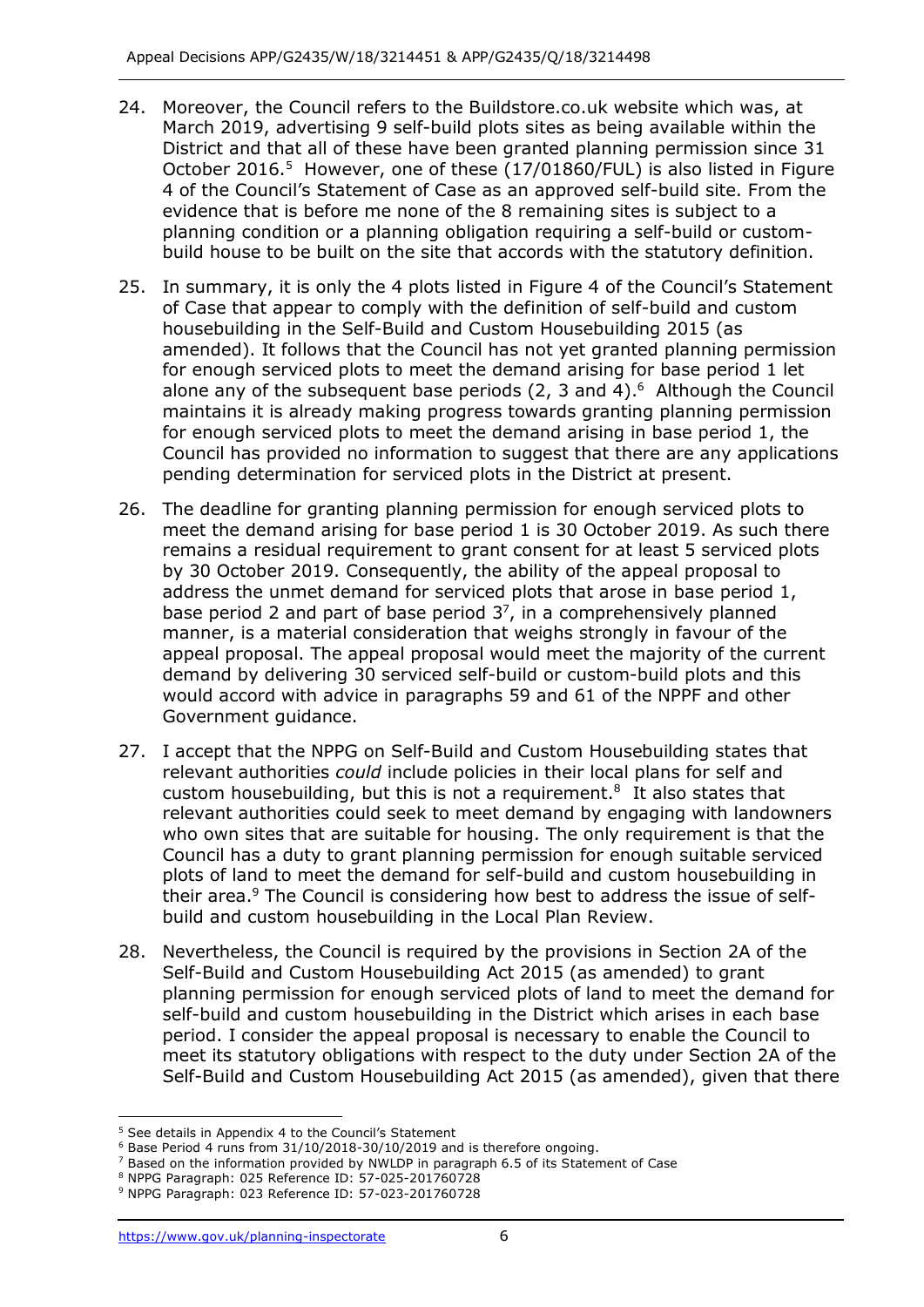24. Moreover, the Council refers to the Buildstore.co.uk website which was, at March 2019, advertising 9 self-build plots sites as being available within the District and that all of these have been granted planning permission since 31 October 2016.[5] However, one of these (17/01860/FUL) is also listed in Figure 4 of the Council's Statement of Case as an approved self-build site. From the evidence that is before me none of the 8 remaining sites is subject to a planning condition or a planning obligation requiring a self-build or custom-build house to be built on the site that accords with the statutory definition.

25. In summary, it is only the 4 plots listed in Figure 4 of the Council's Statement of Case that appear to comply with the definition of self-build and custom housebuilding in the Self-Build and Custom Housebuilding 2015 (as amended). It follows that the Council has not yet granted planning permission for enough serviced plots to meet the demand arising for base period 1 let alone any of the subsequent base periods (2, 3 and 4).[6] Although the Council maintains it is already making progress towards granting planning permission for enough serviced plots to meet the demand arising in base period 1, the Council has provided no information to suggest that there are any applications pending determination for serviced plots in the District at present.

26. The deadline for granting planning permission for enough serviced plots to meet the demand arising for base period 1 is 30 October 2019. As such there remains a residual requirement to grant consent for at least 5 serviced plots by 30 October 2019. Consequently, the ability of the appeal proposal to address the unmet demand for serviced plots that arose in base period 1, base period 2 and part of base period 3[7], in a comprehensively planned manner, is a material consideration that weighs strongly in favour of the appeal proposal. The appeal proposal would meet the majority of the current demand by delivering 30 serviced self-build or custom-build plots and this would accord with advice in paragraphs 59 and 61 of the NPPF and other Government guidance.

27. I accept that the NPPG on Self-Build and Custom Housebuilding states that relevant authorities *could* include policies in their local plans for self and custom housebuilding, but this is not a requirement.[8] It also states that relevant authorities could seek to meet demand by engaging with landowners who own sites that are suitable for housing. The only requirement is that the Council has a duty to grant planning permission for enough suitable serviced plots of land to meet the demand for self-build and custom housebuilding in their area.[9] The Council is considering how best to address the issue of self-build and custom housebuilding in the Local Plan Review.

28. Nevertheless, the Council is required by the provisions in Section 2A of the Self-Build and Custom Housebuilding Act 2015 (as amended) to grant planning permission for enough serviced plots of land to meet the demand for self-build and custom housebuilding in the District which arises in each base period. I consider the appeal proposal is necessary to enable the Council to meet its statutory obligations with respect to the duty under Section 2A of the Self-Build and Custom Housebuilding Act 2015 (as amended), given that there

---

[5] See details in Appendix 4 to the Council's Statement
[6] Base Period 4 runs from 31/10/2018-30/10/2019 and is therefore ongoing.
[7] Based on the information provided by NWLDP in paragraph 6.5 of its Statement of Case
[8] NPPG Paragraph: 025 Reference ID: 57-025-201760728
[9] NPPG Paragraph: 023 Reference ID: 57-023-201760728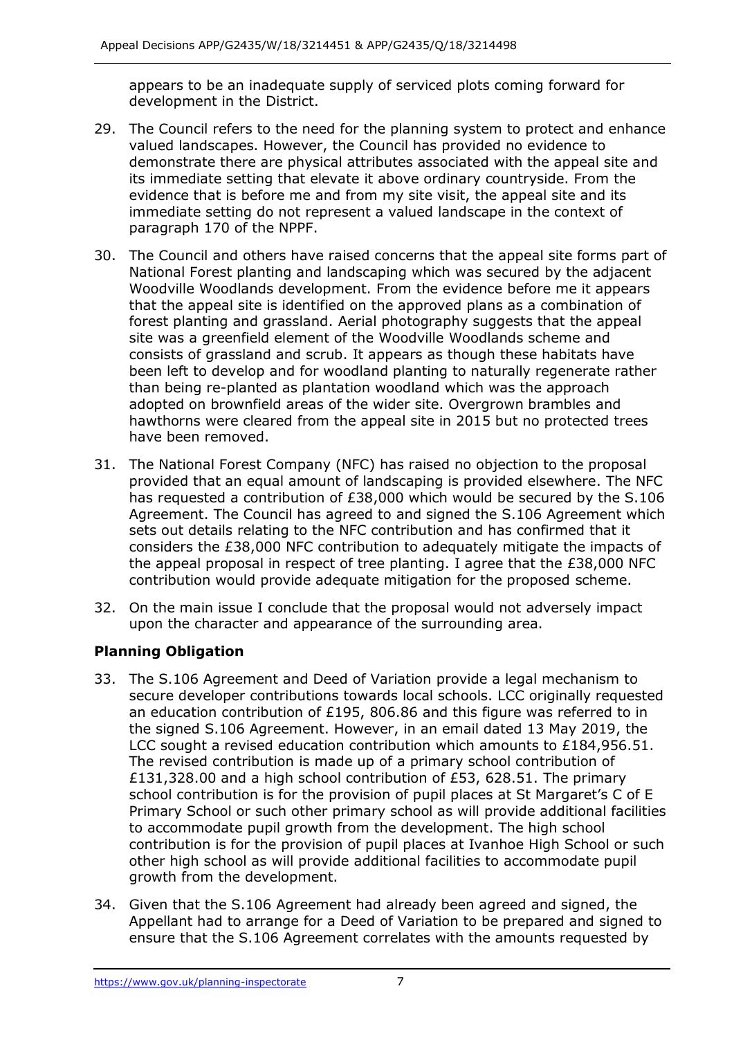appears to be an inadequate supply of serviced plots coming forward for development in the District.

29. The Council refers to the need for the planning system to protect and enhance valued landscapes. However, the Council has provided no evidence to demonstrate there are physical attributes associated with the appeal site and its immediate setting that elevate it above ordinary countryside. From the evidence that is before me and from my site visit, the appeal site and its immediate setting do not represent a valued landscape in the context of paragraph 170 of the NPPF.

30. The Council and others have raised concerns that the appeal site forms part of National Forest planting and landscaping which was secured by the adjacent Woodville Woodlands development. From the evidence before me it appears that the appeal site is identified on the approved plans as a combination of forest planting and grassland. Aerial photography suggests that the appeal site was a greenfield element of the Woodville Woodlands scheme and consists of grassland and scrub. It appears as though these habitats have been left to develop and for woodland planting to naturally regenerate rather than being re-planted as plantation woodland which was the approach adopted on brownfield areas of the wider site. Overgrown brambles and hawthorns were cleared from the appeal site in 2015 but no protected trees have been removed.

31. The National Forest Company (NFC) has raised no objection to the proposal provided that an equal amount of landscaping is provided elsewhere. The NFC has requested a contribution of £38,000 which would be secured by the S.106 Agreement. The Council has agreed to and signed the S.106 Agreement which sets out details relating to the NFC contribution and has confirmed that it considers the £38,000 NFC contribution to adequately mitigate the impacts of the appeal proposal in respect of tree planting. I agree that the £38,000 NFC contribution would provide adequate mitigation for the proposed scheme.

32. On the main issue I conclude that the proposal would not adversely impact upon the character and appearance of the surrounding area.

**Planning Obligation**

33. The S.106 Agreement and Deed of Variation provide a legal mechanism to secure developer contributions towards local schools. LCC originally requested an education contribution of £195, 806.86 and this figure was referred to in the signed S.106 Agreement. However, in an email dated 13 May 2019, the LCC sought a revised education contribution which amounts to £184,956.51. The revised contribution is made up of a primary school contribution of £131,328.00 and a high school contribution of £53, 628.51. The primary school contribution is for the provision of pupil places at St Margaret's C of E Primary School or such other primary school as will provide additional facilities to accommodate pupil growth from the development. The high school contribution is for the provision of pupil places at Ivanhoe High School or such other high school as will provide additional facilities to accommodate pupil growth from the development.

34. Given that the S.106 Agreement had already been agreed and signed, the Appellant had to arrange for a Deed of Variation to be prepared and signed to ensure that the S.106 Agreement correlates with the amounts requested by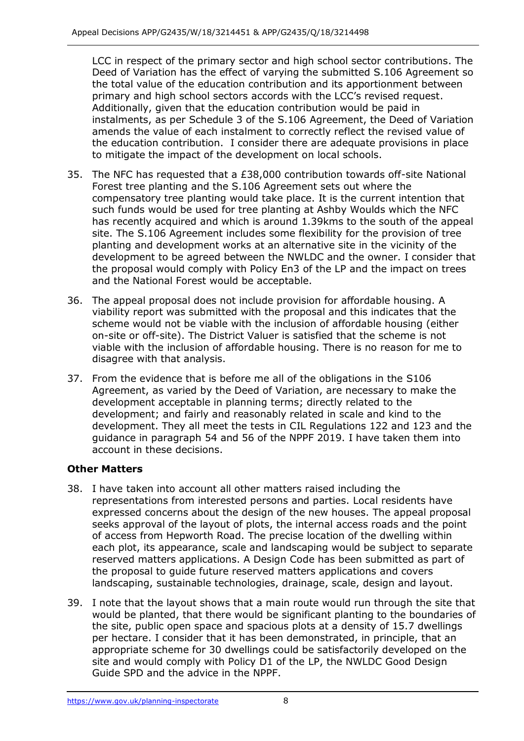LCC in respect of the primary sector and high school sector contributions. The Deed of Variation has the effect of varying the submitted S.106 Agreement so the total value of the education contribution and its apportionment between primary and high school sectors accords with the LCC's revised request. Additionally, given that the education contribution would be paid in instalments, as per Schedule 3 of the S.106 Agreement, the Deed of Variation amends the value of each instalment to correctly reflect the revised value of the education contribution. I consider there are adequate provisions in place to mitigate the impact of the development on local schools.

35. The NFC has requested that a £38,000 contribution towards off-site National Forest tree planting and the S.106 Agreement sets out where the compensatory tree planting would take place. It is the current intention that such funds would be used for tree planting at Ashby Woulds which the NFC has recently acquired and which is around 1.39kms to the south of the appeal site. The S.106 Agreement includes some flexibility for the provision of tree planting and development works at an alternative site in the vicinity of the development to be agreed between the NWLDC and the owner. I consider that the proposal would comply with Policy En3 of the LP and the impact on trees and the National Forest would be acceptable.

36. The appeal proposal does not include provision for affordable housing. A viability report was submitted with the proposal and this indicates that the scheme would not be viable with the inclusion of affordable housing (either on-site or off-site). The District Valuer is satisfied that the scheme is not viable with the inclusion of affordable housing. There is no reason for me to disagree with that analysis.

37. From the evidence that is before me all of the obligations in the S106 Agreement, as varied by the Deed of Variation, are necessary to make the development acceptable in planning terms; directly related to the development; and fairly and reasonably related in scale and kind to the development. They all meet the tests in CIL Regulations 122 and 123 and the guidance in paragraph 54 and 56 of the NPPF 2019. I have taken them into account in these decisions.

**Other Matters**

38. I have taken into account all other matters raised including the representations from interested persons and parties. Local residents have expressed concerns about the design of the new houses. The appeal proposal seeks approval of the layout of plots, the internal access roads and the point of access from Hepworth Road. The precise location of the dwelling within each plot, its appearance, scale and landscaping would be subject to separate reserved matters applications. A Design Code has been submitted as part of the proposal to guide future reserved matters applications and covers landscaping, sustainable technologies, drainage, scale, design and layout.

39. I note that the layout shows that a main route would run through the site that would be planted, that there would be significant planting to the boundaries of the site, public open space and spacious plots at a density of 15.7 dwellings per hectare. I consider that it has been demonstrated, in principle, that an appropriate scheme for 30 dwellings could be satisfactorily developed on the site and would comply with Policy D1 of the LP, the NWLDC Good Design Guide SPD and the advice in the NPPF.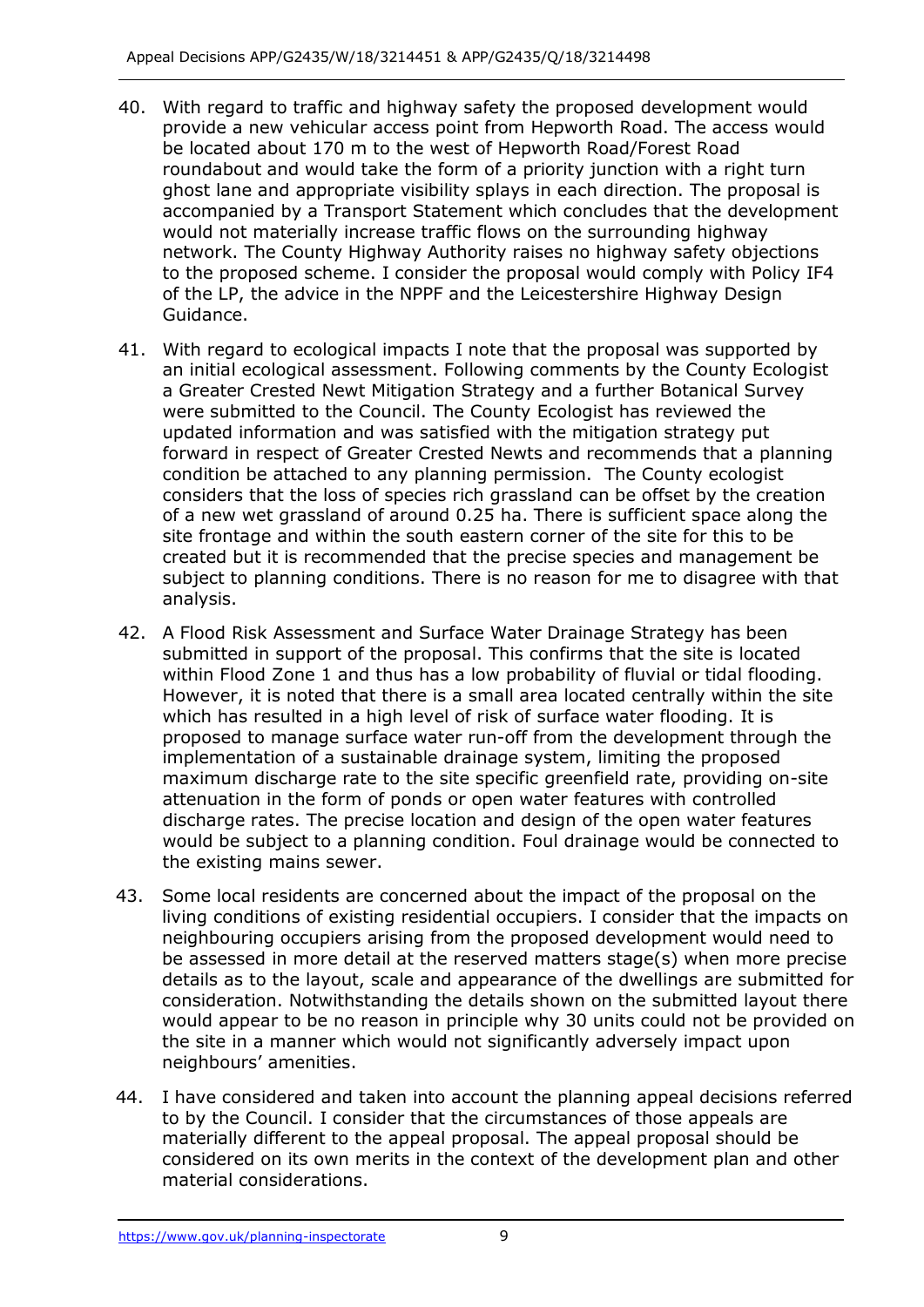40. With regard to traffic and highway safety the proposed development would provide a new vehicular access point from Hepworth Road. The access would be located about 170 m to the west of Hepworth Road/Forest Road roundabout and would take the form of a priority junction with a right turn ghost lane and appropriate visibility splays in each direction. The proposal is accompanied by a Transport Statement which concludes that the development would not materially increase traffic flows on the surrounding highway network. The County Highway Authority raises no highway safety objections to the proposed scheme. I consider the proposal would comply with Policy IF4 of the LP, the advice in the NPPF and the Leicestershire Highway Design Guidance.

41. With regard to ecological impacts I note that the proposal was supported by an initial ecological assessment. Following comments by the County Ecologist a Greater Crested Newt Mitigation Strategy and a further Botanical Survey were submitted to the Council. The County Ecologist has reviewed the updated information and was satisfied with the mitigation strategy put forward in respect of Greater Crested Newts and recommends that a planning condition be attached to any planning permission. The County ecologist considers that the loss of species rich grassland can be offset by the creation of a new wet grassland of around 0.25 ha. There is sufficient space along the site frontage and within the south eastern corner of the site for this to be created but it is recommended that the precise species and management be subject to planning conditions. There is no reason for me to disagree with that analysis.

42. A Flood Risk Assessment and Surface Water Drainage Strategy has been submitted in support of the proposal. This confirms that the site is located within Flood Zone 1 and thus has a low probability of fluvial or tidal flooding. However, it is noted that there is a small area located centrally within the site which has resulted in a high level of risk of surface water flooding. It is proposed to manage surface water run-off from the development through the implementation of a sustainable drainage system, limiting the proposed maximum discharge rate to the site specific greenfield rate, providing on-site attenuation in the form of ponds or open water features with controlled discharge rates. The precise location and design of the open water features would be subject to a planning condition. Foul drainage would be connected to the existing mains sewer.

43. Some local residents are concerned about the impact of the proposal on the living conditions of existing residential occupiers. I consider that the impacts on neighbouring occupiers arising from the proposed development would need to be assessed in more detail at the reserved matters stage(s) when more precise details as to the layout, scale and appearance of the dwellings are submitted for consideration. Notwithstanding the details shown on the submitted layout there would appear to be no reason in principle why 30 units could not be provided on the site in a manner which would not significantly adversely impact upon neighbours' amenities.

44. I have considered and taken into account the planning appeal decisions referred to by the Council. I consider that the circumstances of those appeals are materially different to the appeal proposal. The appeal proposal should be considered on its own merits in the context of the development plan and other material considerations.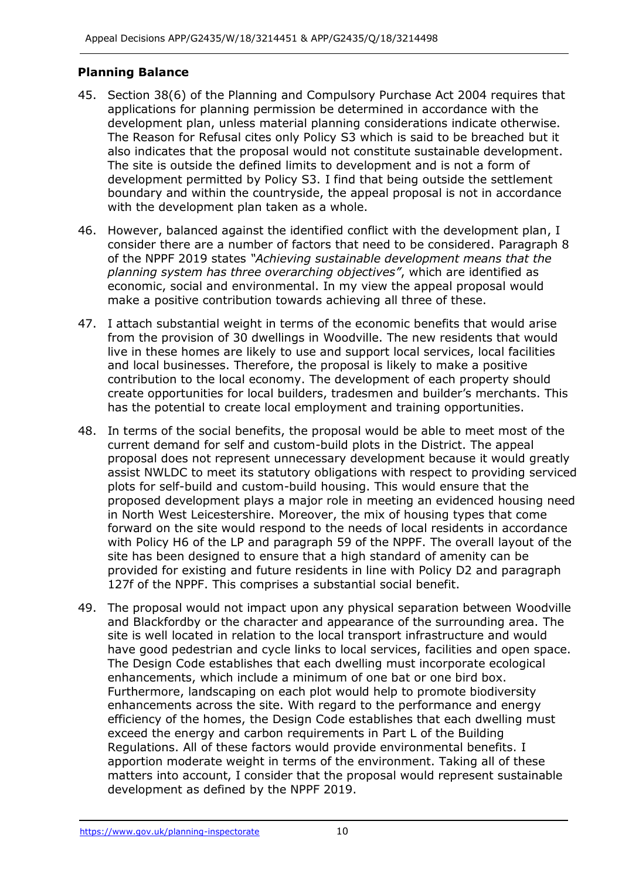## Planning Balance

45. Section 38(6) of the Planning and Compulsory Purchase Act 2004 requires that applications for planning permission be determined in accordance with the development plan, unless material planning considerations indicate otherwise. The Reason for Refusal cites only Policy S3 which is said to be breached but it also indicates that the proposal would not constitute sustainable development. The site is outside the defined limits to development and is not a form of development permitted by Policy S3. I find that being outside the settlement boundary and within the countryside, the appeal proposal is not in accordance with the development plan taken as a whole.

46. However, balanced against the identified conflict with the development plan, I consider there are a number of factors that need to be considered. Paragraph 8 of the NPPF 2019 states *"Achieving sustainable development means that the planning system has three overarching objectives"*, which are identified as economic, social and environmental. In my view the appeal proposal would make a positive contribution towards achieving all three of these.

47. I attach substantial weight in terms of the economic benefits that would arise from the provision of 30 dwellings in Woodville. The new residents that would live in these homes are likely to use and support local services, local facilities and local businesses. Therefore, the proposal is likely to make a positive contribution to the local economy. The development of each property should create opportunities for local builders, tradesmen and builder's merchants. This has the potential to create local employment and training opportunities.

48. In terms of the social benefits, the proposal would be able to meet most of the current demand for self and custom-build plots in the District. The appeal proposal does not represent unnecessary development because it would greatly assist NWLDC to meet its statutory obligations with respect to providing serviced plots for self-build and custom-build housing. This would ensure that the proposed development plays a major role in meeting an evidenced housing need in North West Leicestershire. Moreover, the mix of housing types that come forward on the site would respond to the needs of local residents in accordance with Policy H6 of the LP and paragraph 59 of the NPPF. The overall layout of the site has been designed to ensure that a high standard of amenity can be provided for existing and future residents in line with Policy D2 and paragraph 127f of the NPPF. This comprises a substantial social benefit.

49. The proposal would not impact upon any physical separation between Woodville and Blackfordby or the character and appearance of the surrounding area. The site is well located in relation to the local transport infrastructure and would have good pedestrian and cycle links to local services, facilities and open space. The Design Code establishes that each dwelling must incorporate ecological enhancements, which include a minimum of one bat or one bird box. Furthermore, landscaping on each plot would help to promote biodiversity enhancements across the site. With regard to the performance and energy efficiency of the homes, the Design Code establishes that each dwelling must exceed the energy and carbon requirements in Part L of the Building Regulations. All of these factors would provide environmental benefits. I apportion moderate weight in terms of the environment. Taking all of these matters into account, I consider that the proposal would represent sustainable development as defined by the NPPF 2019.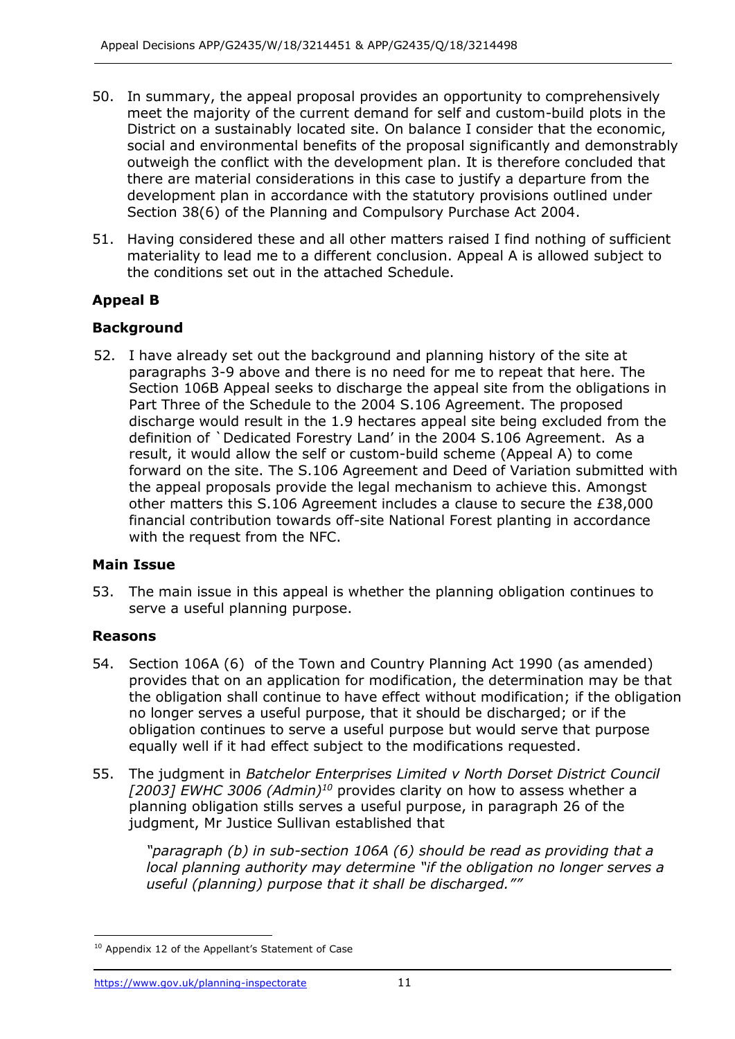50. In summary, the appeal proposal provides an opportunity to comprehensively meet the majority of the current demand for self and custom-build plots in the District on a sustainably located site. On balance I consider that the economic, social and environmental benefits of the proposal significantly and demonstrably outweigh the conflict with the development plan. It is therefore concluded that there are material considerations in this case to justify a departure from the development plan in accordance with the statutory provisions outlined under Section 38(6) of the Planning and Compulsory Purchase Act 2004.

51. Having considered these and all other matters raised I find nothing of sufficient materiality to lead me to a different conclusion. Appeal A is allowed subject to the conditions set out in the attached Schedule.

## Appeal B

### Background

52. I have already set out the background and planning history of the site at paragraphs 3-9 above and there is no need for me to repeat that here. The Section 106B Appeal seeks to discharge the appeal site from the obligations in Part Three of the Schedule to the 2004 S.106 Agreement. The proposed discharge would result in the 1.9 hectares appeal site being excluded from the definition of `Dedicated Forestry Land' in the 2004 S.106 Agreement. As a result, it would allow the self or custom-build scheme (Appeal A) to come forward on the site. The S.106 Agreement and Deed of Variation submitted with the appeal proposals provide the legal mechanism to achieve this. Amongst other matters this S.106 Agreement includes a clause to secure the £38,000 financial contribution towards off-site National Forest planting in accordance with the request from the NFC.

### Main Issue

53. The main issue in this appeal is whether the planning obligation continues to serve a useful planning purpose.

### Reasons

54. Section 106A (6) of the Town and Country Planning Act 1990 (as amended) provides that on an application for modification, the determination may be that the obligation shall continue to have effect without modification; if the obligation no longer serves a useful purpose, that it should be discharged; or if the obligation continues to serve a useful purpose but would serve that purpose equally well if it had effect subject to the modifications requested.

55. The judgment in *Batchelor Enterprises Limited v North Dorset District Council [2003] EWHC 3006 (Admin)*[10] provides clarity on how to assess whether a planning obligation stills serves a useful purpose, in paragraph 26 of the judgment, Mr Justice Sullivan established that

> *"paragraph (b) in sub-section 106A (6) should be read as providing that a local planning authority may determine "if the obligation no longer serves a useful (planning) purpose that it shall be discharged.""*

[10] Appendix 12 of the Appellant's Statement of Case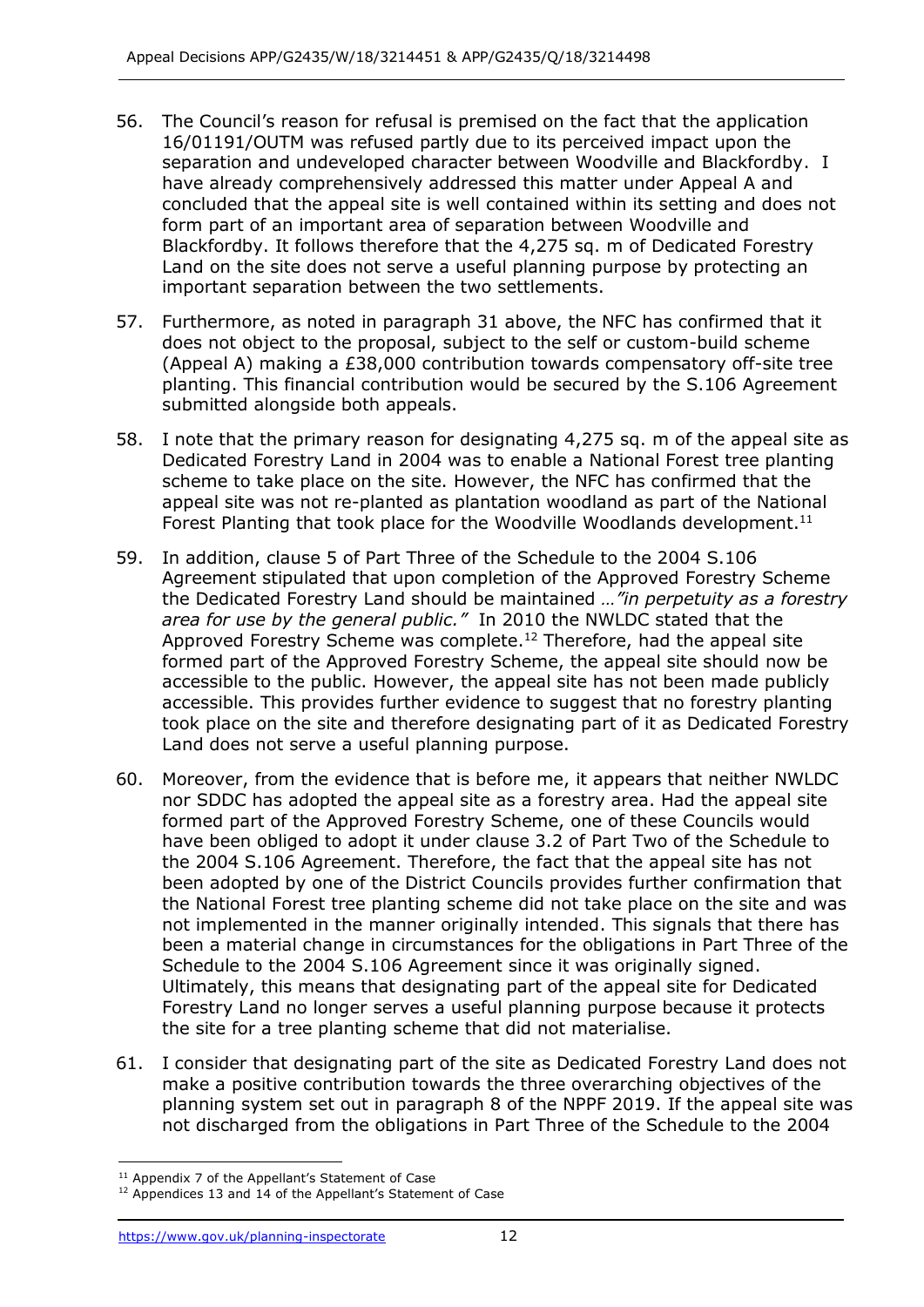56. The Council's reason for refusal is premised on the fact that the application 16/01191/OUTM was refused partly due to its perceived impact upon the separation and undeveloped character between Woodville and Blackfordby. I have already comprehensively addressed this matter under Appeal A and concluded that the appeal site is well contained within its setting and does not form part of an important area of separation between Woodville and Blackfordby. It follows therefore that the 4,275 sq. m of Dedicated Forestry Land on the site does not serve a useful planning purpose by protecting an important separation between the two settlements.

57. Furthermore, as noted in paragraph 31 above, the NFC has confirmed that it does not object to the proposal, subject to the self or custom-build scheme (Appeal A) making a £38,000 contribution towards compensatory off-site tree planting. This financial contribution would be secured by the S.106 Agreement submitted alongside both appeals.

58. I note that the primary reason for designating 4,275 sq. m of the appeal site as Dedicated Forestry Land in 2004 was to enable a National Forest tree planting scheme to take place on the site. However, the NFC has confirmed that the appeal site was not re-planted as plantation woodland as part of the National Forest Planting that took place for the Woodville Woodlands development.[11]

59. In addition, clause 5 of Part Three of the Schedule to the 2004 S.106 Agreement stipulated that upon completion of the Approved Forestry Scheme the Dedicated Forestry Land should be maintained …*"in perpetuity as a forestry area for use by the general public."* In 2010 the NWLDC stated that the Approved Forestry Scheme was complete.[12] Therefore, had the appeal site formed part of the Approved Forestry Scheme, the appeal site should now be accessible to the public. However, the appeal site has not been made publicly accessible. This provides further evidence to suggest that no forestry planting took place on the site and therefore designating part of it as Dedicated Forestry Land does not serve a useful planning purpose.

60. Moreover, from the evidence that is before me, it appears that neither NWLDC nor SDDC has adopted the appeal site as a forestry area. Had the appeal site formed part of the Approved Forestry Scheme, one of these Councils would have been obliged to adopt it under clause 3.2 of Part Two of the Schedule to the 2004 S.106 Agreement. Therefore, the fact that the appeal site has not been adopted by one of the District Councils provides further confirmation that the National Forest tree planting scheme did not take place on the site and was not implemented in the manner originally intended. This signals that there has been a material change in circumstances for the obligations in Part Three of the Schedule to the 2004 S.106 Agreement since it was originally signed. Ultimately, this means that designating part of the appeal site for Dedicated Forestry Land no longer serves a useful planning purpose because it protects the site for a tree planting scheme that did not materialise.

61. I consider that designating part of the site as Dedicated Forestry Land does not make a positive contribution towards the three overarching objectives of the planning system set out in paragraph 8 of the NPPF 2019. If the appeal site was not discharged from the obligations in Part Three of the Schedule to the 2004

---

[11] Appendix 7 of the Appellant's Statement of Case

[12] Appendices 13 and 14 of the Appellant's Statement of Case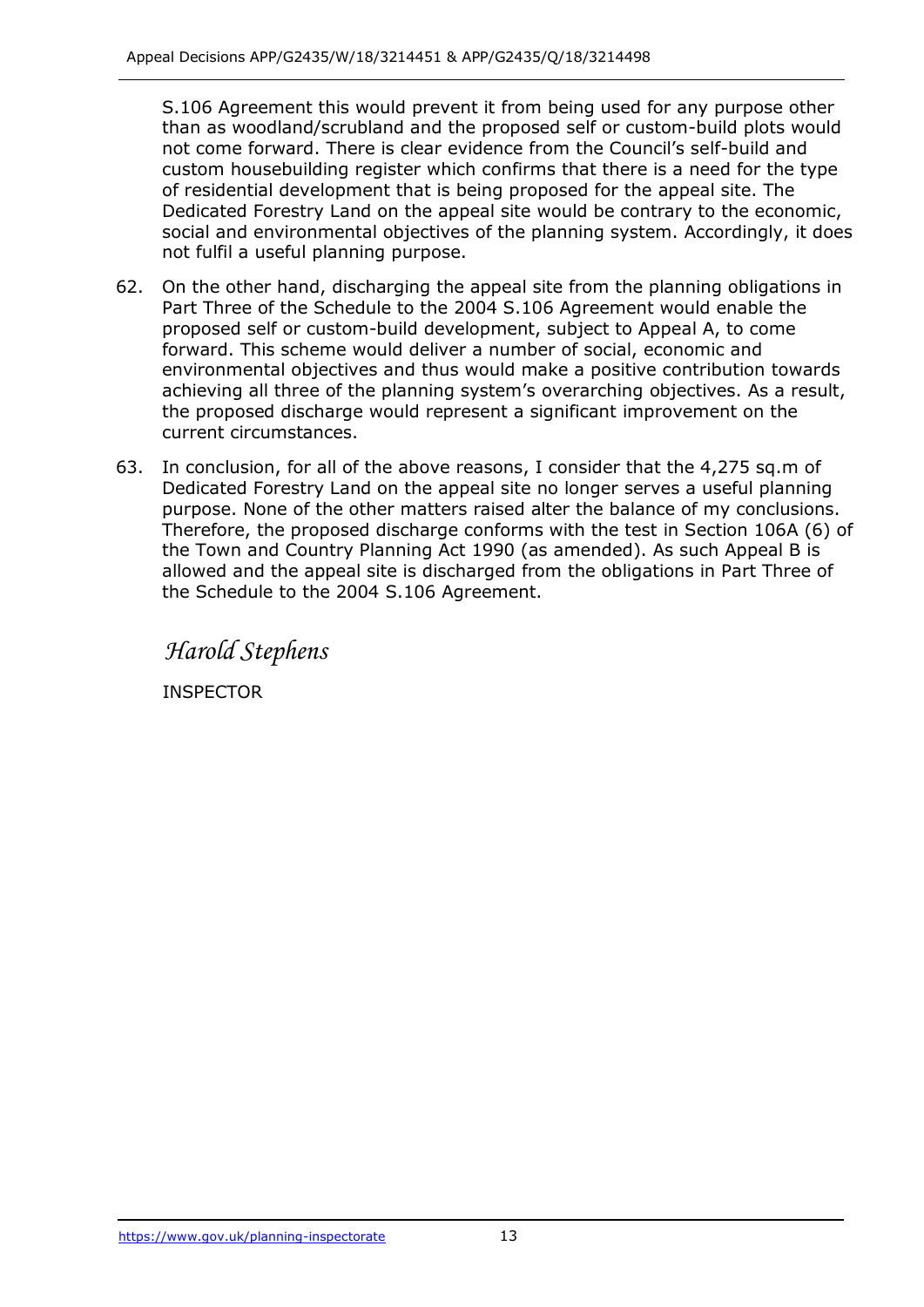S.106 Agreement this would prevent it from being used for any purpose other than as woodland/scrubland and the proposed self or custom-build plots would not come forward. There is clear evidence from the Council's self-build and custom housebuilding register which confirms that there is a need for the type of residential development that is being proposed for the appeal site. The Dedicated Forestry Land on the appeal site would be contrary to the economic, social and environmental objectives of the planning system. Accordingly, it does not fulfil a useful planning purpose.

62. On the other hand, discharging the appeal site from the planning obligations in Part Three of the Schedule to the 2004 S.106 Agreement would enable the proposed self or custom-build development, subject to Appeal A, to come forward. This scheme would deliver a number of social, economic and environmental objectives and thus would make a positive contribution towards achieving all three of the planning system's overarching objectives. As a result, the proposed discharge would represent a significant improvement on the current circumstances.

63. In conclusion, for all of the above reasons, I consider that the 4,275 sq.m of Dedicated Forestry Land on the appeal site no longer serves a useful planning purpose. None of the other matters raised alter the balance of my conclusions. Therefore, the proposed discharge conforms with the test in Section 106A (6) of the Town and Country Planning Act 1990 (as amended). As such Appeal B is allowed and the appeal site is discharged from the obligations in Part Three of the Schedule to the 2004 S.106 Agreement.

*Harold Stephens*

INSPECTOR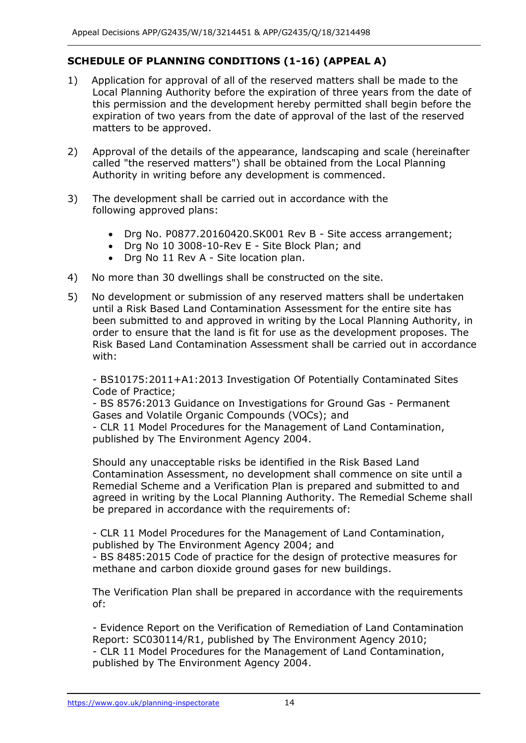## SCHEDULE OF PLANNING CONDITIONS (1-16) (APPEAL A)

1) Application for approval of all of the reserved matters shall be made to the Local Planning Authority before the expiration of three years from the date of this permission and the development hereby permitted shall begin before the expiration of two years from the date of approval of the last of the reserved matters to be approved.

2) Approval of the details of the appearance, landscaping and scale (hereinafter called "the reserved matters") shall be obtained from the Local Planning Authority in writing before any development is commenced.

3) The development shall be carried out in accordance with the following approved plans:

   - Drg No. P0877.20160420.SK001 Rev B - Site access arrangement;
   - Drg No 10 3008-10-Rev E - Site Block Plan; and
   - Drg No 11 Rev A - Site location plan.

4) No more than 30 dwellings shall be constructed on the site.

5) No development or submission of any reserved matters shall be undertaken until a Risk Based Land Contamination Assessment for the entire site has been submitted to and approved in writing by the Local Planning Authority, in order to ensure that the land is fit for use as the development proposes. The Risk Based Land Contamination Assessment shall be carried out in accordance with:

   - BS10175:2011+A1:2013 Investigation Of Potentially Contaminated Sites Code of Practice;
   - BS 8576:2013 Guidance on Investigations for Ground Gas - Permanent Gases and Volatile Organic Compounds (VOCs); and
   - CLR 11 Model Procedures for the Management of Land Contamination, published by The Environment Agency 2004.

   Should any unacceptable risks be identified in the Risk Based Land Contamination Assessment, no development shall commence on site until a Remedial Scheme and a Verification Plan is prepared and submitted to and agreed in writing by the Local Planning Authority. The Remedial Scheme shall be prepared in accordance with the requirements of:

   - CLR 11 Model Procedures for the Management of Land Contamination, published by The Environment Agency 2004; and
   - BS 8485:2015 Code of practice for the design of protective measures for methane and carbon dioxide ground gases for new buildings.

   The Verification Plan shall be prepared in accordance with the requirements of:

   - Evidence Report on the Verification of Remediation of Land Contamination Report: SC030114/R1, published by The Environment Agency 2010;
   - CLR 11 Model Procedures for the Management of Land Contamination, published by The Environment Agency 2004.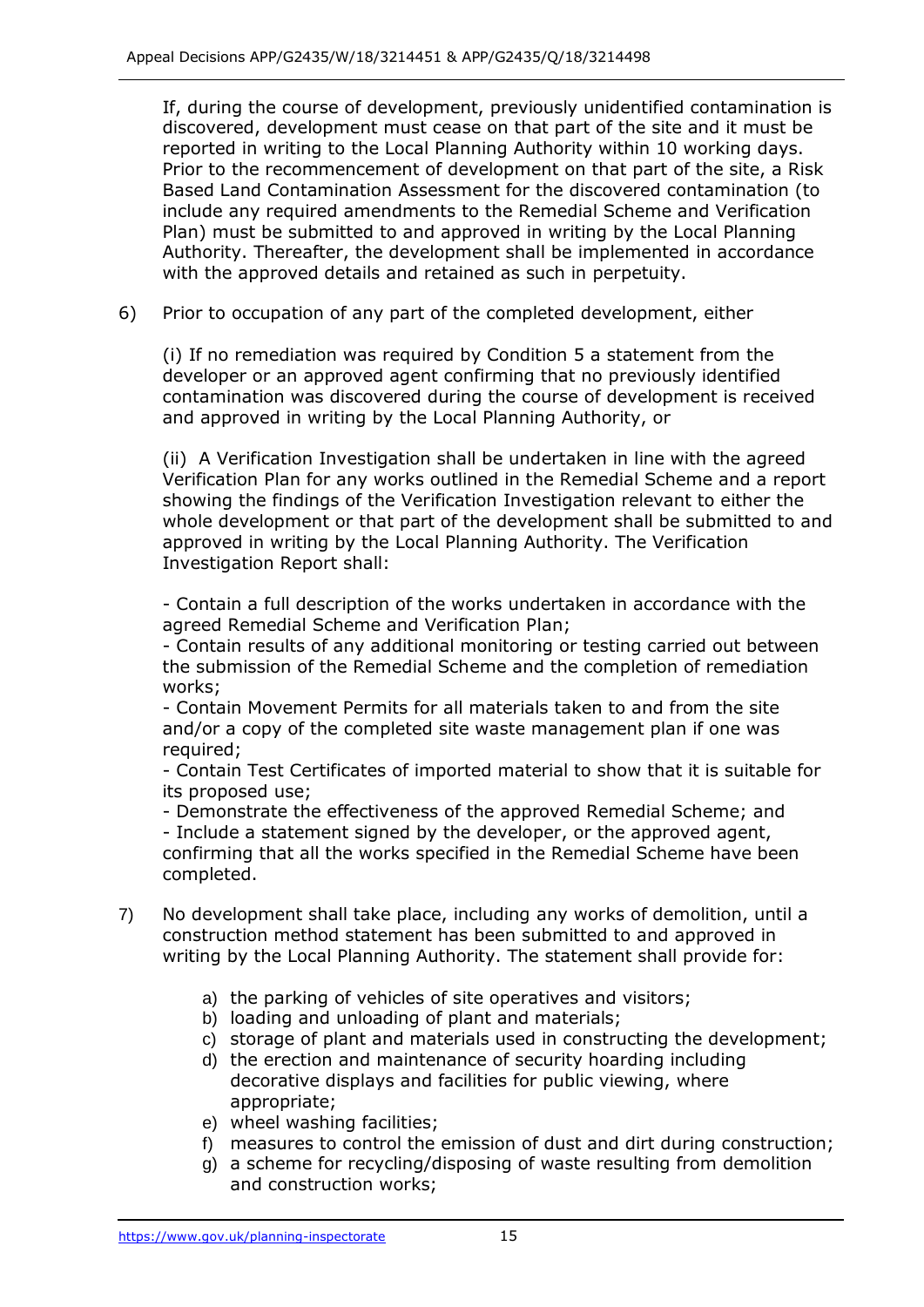If, during the course of development, previously unidentified contamination is discovered, development must cease on that part of the site and it must be reported in writing to the Local Planning Authority within 10 working days. Prior to the recommencement of development on that part of the site, a Risk Based Land Contamination Assessment for the discovered contamination (to include any required amendments to the Remedial Scheme and Verification Plan) must be submitted to and approved in writing by the Local Planning Authority. Thereafter, the development shall be implemented in accordance with the approved details and retained as such in perpetuity.

6) Prior to occupation of any part of the completed development, either

(i) If no remediation was required by Condition 5 a statement from the developer or an approved agent confirming that no previously identified contamination was discovered during the course of development is received and approved in writing by the Local Planning Authority, or

(ii) A Verification Investigation shall be undertaken in line with the agreed Verification Plan for any works outlined in the Remedial Scheme and a report showing the findings of the Verification Investigation relevant to either the whole development or that part of the development shall be submitted to and approved in writing by the Local Planning Authority. The Verification Investigation Report shall:

- Contain a full description of the works undertaken in accordance with the agreed Remedial Scheme and Verification Plan;
- Contain results of any additional monitoring or testing carried out between the submission of the Remedial Scheme and the completion of remediation works;
- Contain Movement Permits for all materials taken to and from the site and/or a copy of the completed site waste management plan if one was required;
- Contain Test Certificates of imported material to show that it is suitable for its proposed use;
- Demonstrate the effectiveness of the approved Remedial Scheme; and
- Include a statement signed by the developer, or the approved agent, confirming that all the works specified in the Remedial Scheme have been completed.

7) No development shall take place, including any works of demolition, until a construction method statement has been submitted to and approved in writing by the Local Planning Authority. The statement shall provide for:

a) the parking of vehicles of site operatives and visitors;
b) loading and unloading of plant and materials;
c) storage of plant and materials used in constructing the development;
d) the erection and maintenance of security hoarding including decorative displays and facilities for public viewing, where appropriate;
e) wheel washing facilities;
f) measures to control the emission of dust and dirt during construction;
g) a scheme for recycling/disposing of waste resulting from demolition and construction works;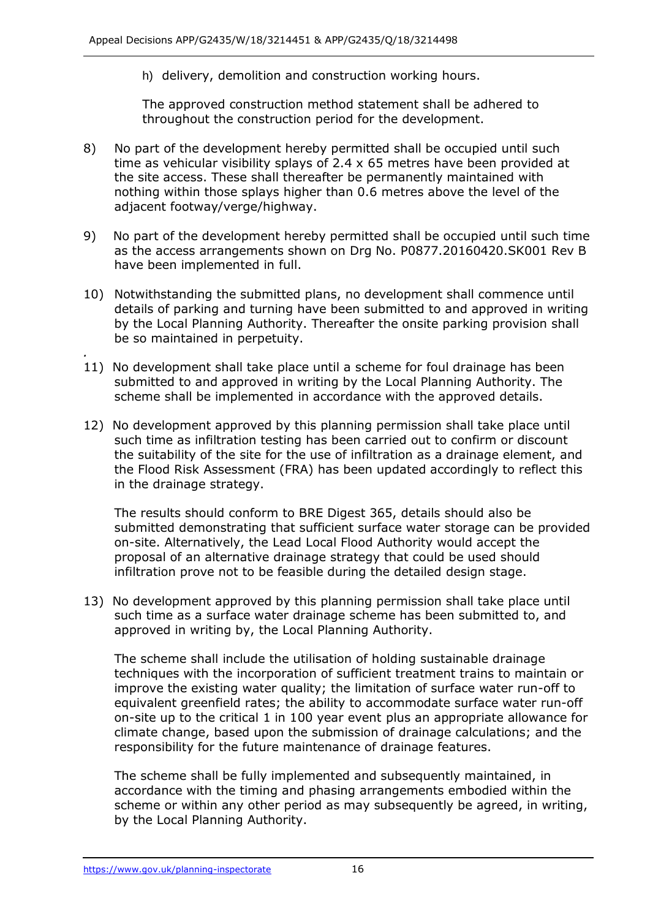h) delivery, demolition and construction working hours.

The approved construction method statement shall be adhered to throughout the construction period for the development.

8) No part of the development hereby permitted shall be occupied until such time as vehicular visibility splays of 2.4 x 65 metres have been provided at the site access. These shall thereafter be permanently maintained with nothing within those splays higher than 0.6 metres above the level of the adjacent footway/verge/highway.

9) No part of the development hereby permitted shall be occupied until such time as the access arrangements shown on Drg No. P0877.20160420.SK001 Rev B have been implemented in full.

10) Notwithstanding the submitted plans, no development shall commence until details of parking and turning have been submitted to and approved in writing by the Local Planning Authority. Thereafter the onsite parking provision shall be so maintained in perpetuity.

11) No development shall take place until a scheme for foul drainage has been submitted to and approved in writing by the Local Planning Authority. The scheme shall be implemented in accordance with the approved details.

12) No development approved by this planning permission shall take place until such time as infiltration testing has been carried out to confirm or discount the suitability of the site for the use of infiltration as a drainage element, and the Flood Risk Assessment (FRA) has been updated accordingly to reflect this in the drainage strategy.

The results should conform to BRE Digest 365, details should also be submitted demonstrating that sufficient surface water storage can be provided on-site. Alternatively, the Lead Local Flood Authority would accept the proposal of an alternative drainage strategy that could be used should infiltration prove not to be feasible during the detailed design stage.

13) No development approved by this planning permission shall take place until such time as a surface water drainage scheme has been submitted to, and approved in writing by, the Local Planning Authority.

The scheme shall include the utilisation of holding sustainable drainage techniques with the incorporation of sufficient treatment trains to maintain or improve the existing water quality; the limitation of surface water run-off to equivalent greenfield rates; the ability to accommodate surface water run-off on-site up to the critical 1 in 100 year event plus an appropriate allowance for climate change, based upon the submission of drainage calculations; and the responsibility for the future maintenance of drainage features.

The scheme shall be fully implemented and subsequently maintained, in accordance with the timing and phasing arrangements embodied within the scheme or within any other period as may subsequently be agreed, in writing, by the Local Planning Authority.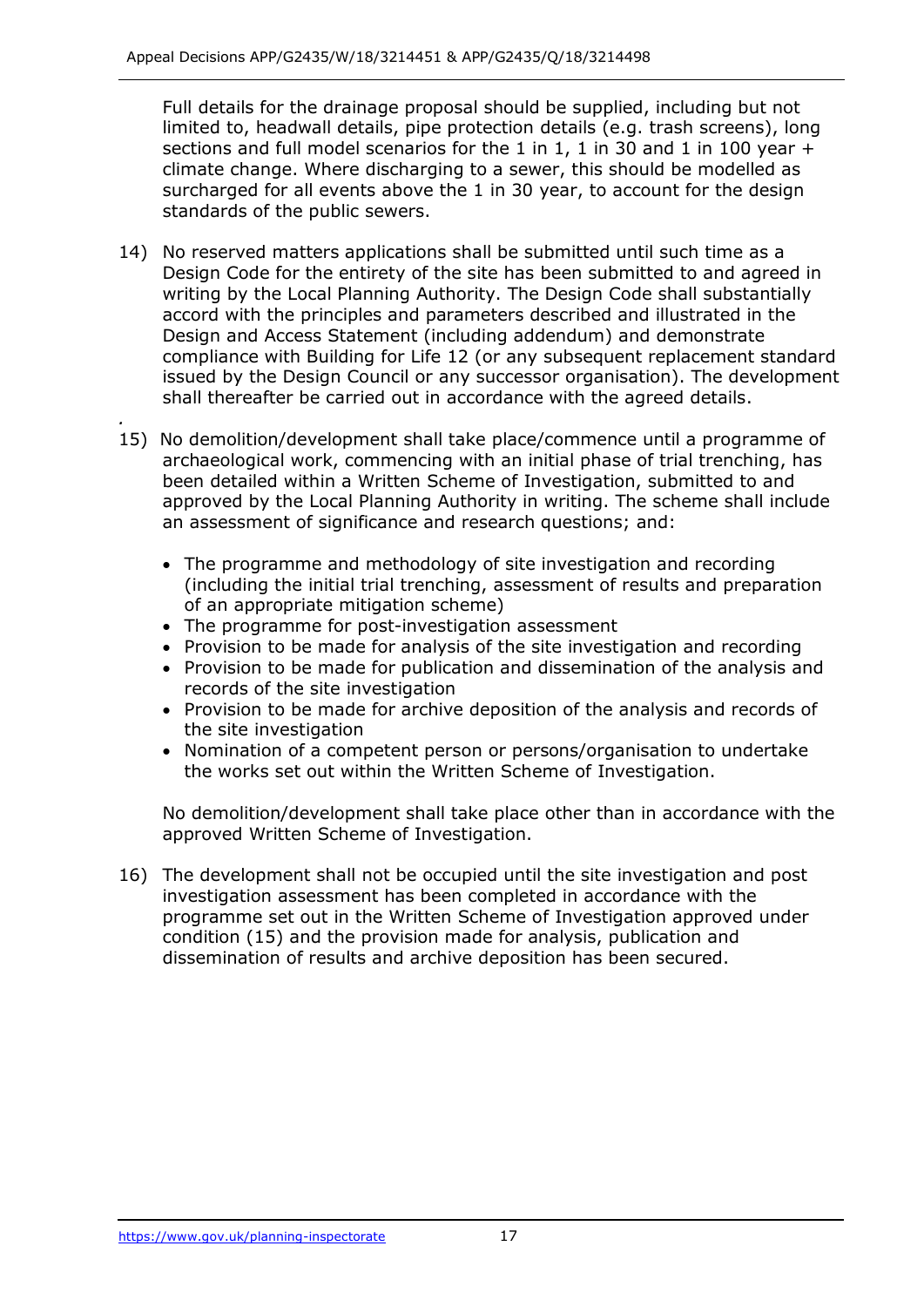Full details for the drainage proposal should be supplied, including but not limited to, headwall details, pipe protection details (e.g. trash screens), long sections and full model scenarios for the 1 in 1, 1 in 30 and 1 in 100 year + climate change. Where discharging to a sewer, this should be modelled as surcharged for all events above the 1 in 30 year, to account for the design standards of the public sewers.

14) No reserved matters applications shall be submitted until such time as a Design Code for the entirety of the site has been submitted to and agreed in writing by the Local Planning Authority. The Design Code shall substantially accord with the principles and parameters described and illustrated in the Design and Access Statement (including addendum) and demonstrate compliance with Building for Life 12 (or any subsequent replacement standard issued by the Design Council or any successor organisation). The development shall thereafter be carried out in accordance with the agreed details.

15) No demolition/development shall take place/commence until a programme of archaeological work, commencing with an initial phase of trial trenching, has been detailed within a Written Scheme of Investigation, submitted to and approved by the Local Planning Authority in writing. The scheme shall include an assessment of significance and research questions; and:

    - The programme and methodology of site investigation and recording (including the initial trial trenching, assessment of results and preparation of an appropriate mitigation scheme)
    - The programme for post-investigation assessment
    - Provision to be made for analysis of the site investigation and recording
    - Provision to be made for publication and dissemination of the analysis and records of the site investigation
    - Provision to be made for archive deposition of the analysis and records of the site investigation
    - Nomination of a competent person or persons/organisation to undertake the works set out within the Written Scheme of Investigation.

    No demolition/development shall take place other than in accordance with the approved Written Scheme of Investigation.

16) The development shall not be occupied until the site investigation and post investigation assessment has been completed in accordance with the programme set out in the Written Scheme of Investigation approved under condition (15) and the provision made for analysis, publication and dissemination of results and archive deposition has been secured.